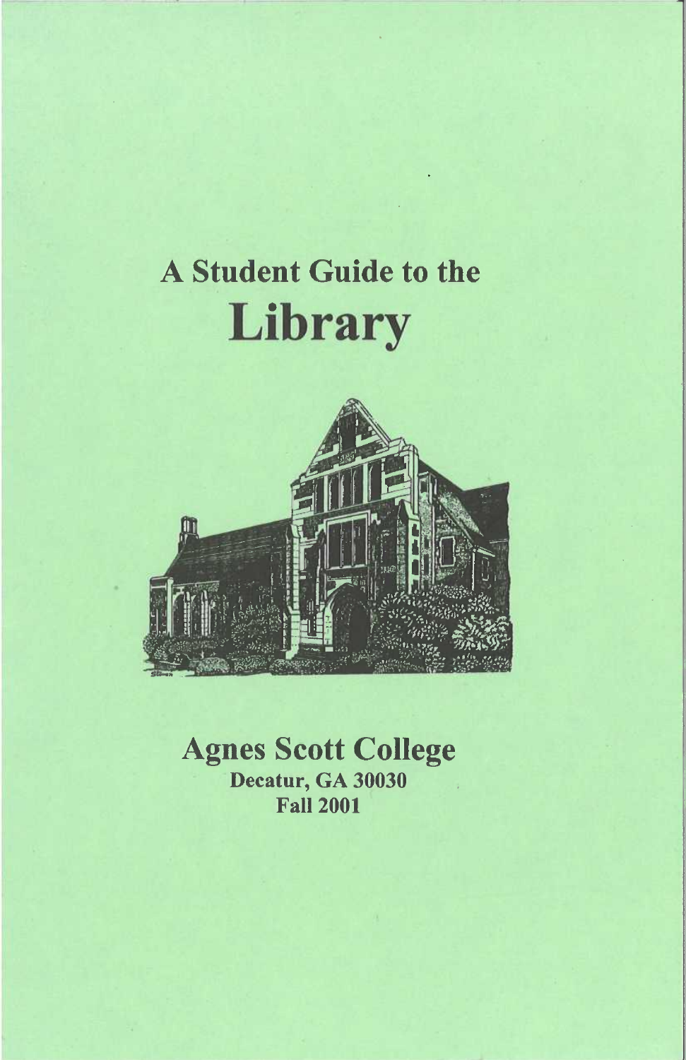# A Student Guide to the

# Library

## Agnes Scott College

**Decatur, GA 30030**

**Fall 2001**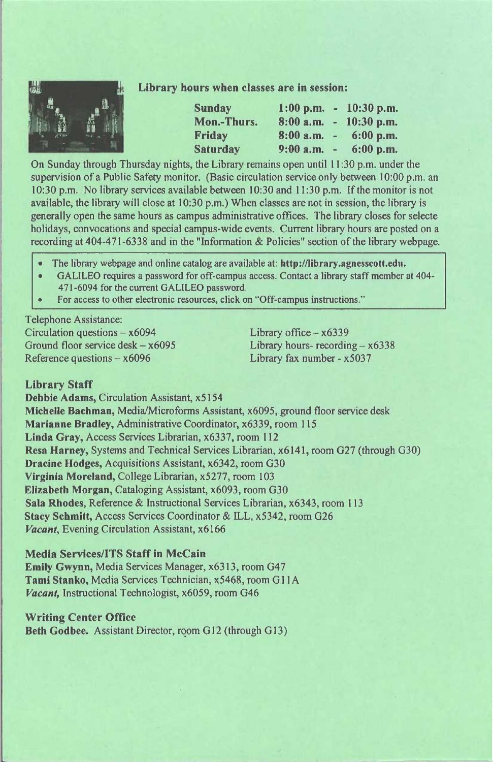**Library hours when classes are in session:**

| | | | |
|---|---|---|---|
| **Sunday** | **1:00 p.m.** | **-** | **10:30 p.m.** |
| **Mon.-Thurs.** | **8:00 a.m.** | **-** | **10:30 p.m.** |
| **Friday** | **8:00 a.m.** | **-** | **6:00 p.m.** |
| **Saturday** | **9:00 a.m.** | **-** | **6:00 p.m.** |

On Sunday through Thursday nights, the Library remains open until 11:30 p.m. under the supervision of a Public Safety monitor. (Basic circulation service only between 10:00 p.m. an 10:30 p.m. No library services available between 10:30 and 11:30 p.m. If the monitor is not available, the library will close at 10:30 p.m.) When classes are not in session, the library is generally open the same hours as campus administrative offices. The library closes for selecte holidays, convocations and special campus-wide events. Current library hours are posted on a recording at 404-471-6338 and in the "Information & Policies" section of the library webpage.

- The library webpage and online catalog are available at: **http://library.agnesscott.edu.**
- GALILEO requires a password for off-campus access. Contact a library staff member at 404-471-6094 for the current GALILEO password.
- For access to other electronic resources, click on "Off-campus instructions."

Telephone Assistance:

Circulation questions – x6094
Ground floor service desk – x6095
Reference questions – x6096
Library office – x6339
Library hours- recording – x6338
Library fax number - x5037

### Library Staff

**Debbie Adams,** Circulation Assistant, x5154
**Michelle Bachman,** Media/Microforms Assistant, x6095, ground floor service desk
**Marianne Bradley,** Administrative Coordinator, x6339, room 115
**Linda Gray,** Access Services Librarian, x6337, room 112
**Resa Harney,** Systems and Technical Services Librarian, x6141, room G27 (through G30)
**Dracine Hodges,** Acquisitions Assistant, x6342, room G30
**Virginia Moreland,** College Librarian, x5277, room 103
**Elizabeth Morgan,** Cataloging Assistant, x6093, room G30
**Sala Rhodes,** Reference & Instructional Services Librarian, x6343, room 113
**Stacy Schmitt,** Access Services Coordinator & ILL, x5342, room G26
***Vacant,*** Evening Circulation Assistant, x6166

### Media Services/ITS Staff in McCain

**Emily Gwynn,** Media Services Manager, x6313, room G47
**Tami Stanko,** Media Services Technician, x5468, room G11A
***Vacant,*** Instructional Technologist, x6059, room G46

### Writing Center Office

**Beth Godbee.** Assistant Director, room G12 (through G13)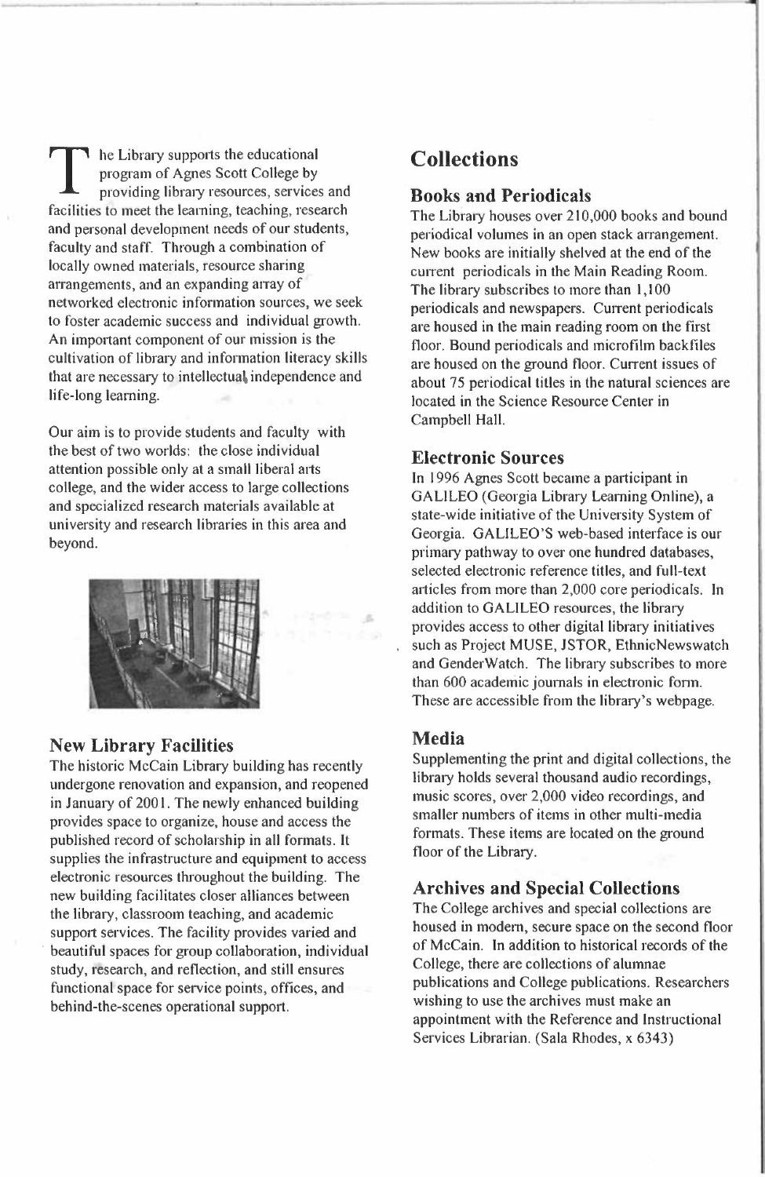The Library supports the educational program of Agnes Scott College by providing library resources, services and facilities to meet the learning, teaching, research and personal development needs of our students, faculty and staff. Through a combination of locally owned materials, resource sharing arrangements, and an expanding array of networked electronic information sources, we seek to foster academic success and individual growth. An important component of our mission is the cultivation of library and information literacy skills that are necessary to intellectual independence and life-long learning.

Our aim is to provide students and faculty with the best of two worlds: the close individual attention possible only at a small liberal arts college, and the wider access to large collections and specialized research materials available at university and research libraries in this area and beyond.

### New Library Facilities

The historic McCain Library building has recently undergone renovation and expansion, and reopened in January of 2001. The newly enhanced building provides space to organize, house and access the published record of scholarship in all formats. It supplies the infrastructure and equipment to access electronic resources throughout the building. The new building facilitates closer alliances between the library, classroom teaching, and academic support services. The facility provides varied and beautiful spaces for group collaboration, individual study, research, and reflection, and still ensures functional space for service points, offices, and behind-the-scenes operational support.

## Collections

### Books and Periodicals

The Library houses over 210,000 books and bound periodical volumes in an open stack arrangement. New books are initially shelved at the end of the current periodicals in the Main Reading Room. The library subscribes to more than 1,100 periodicals and newspapers. Current periodicals are housed in the main reading room on the first floor. Bound periodicals and microfilm backfiles are housed on the ground floor. Current issues of about 75 periodical titles in the natural sciences are located in the Science Resource Center in Campbell Hall.

### Electronic Sources

In 1996 Agnes Scott became a participant in GALILEO (Georgia Library Learning Online), a state-wide initiative of the University System of Georgia. GALILEO'S web-based interface is our primary pathway to over one hundred databases, selected electronic reference titles, and full-text articles from more than 2,000 core periodicals. In addition to GALILEO resources, the library provides access to other digital library initiatives such as Project MUSE, JSTOR, EthnicNewswatch and GenderWatch. The library subscribes to more than 600 academic journals in electronic form. These are accessible from the library's webpage.

### Media

Supplementing the print and digital collections, the library holds several thousand audio recordings, music scores, over 2,000 video recordings, and smaller numbers of items in other multi-media formats. These items are located on the ground floor of the Library.

### Archives and Special Collections

The College archives and special collections are housed in modern, secure space on the second floor of McCain. In addition to historical records of the College, there are collections of alumnae publications and College publications. Researchers wishing to use the archives must make an appointment with the Reference and Instructional Services Librarian. (Sala Rhodes, x 6343)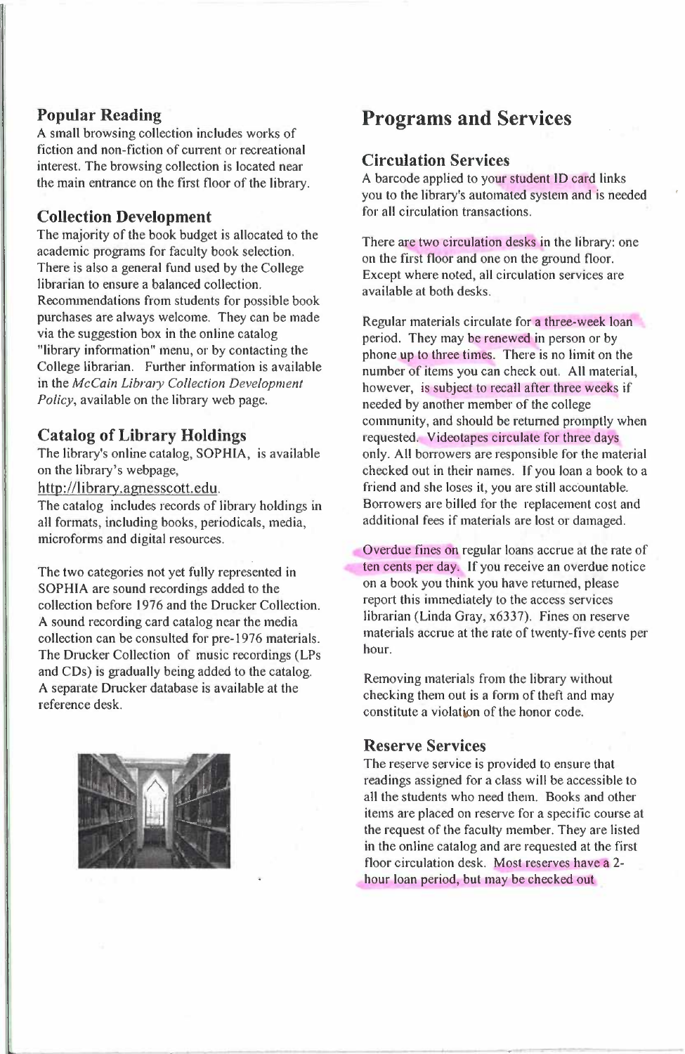### Popular Reading

A small browsing collection includes works of fiction and non-fiction of current or recreational interest. The browsing collection is located near the main entrance on the first floor of the library.

### Collection Development

The majority of the book budget is allocated to the academic programs for faculty book selection. There is also a general fund used by the College librarian to ensure a balanced collection. Recommendations from students for possible book purchases are always welcome. They can be made via the suggestion box in the online catalog "library information" menu, or by contacting the College librarian. Further information is available in the *McCain Library Collection Development Policy*, available on the library web page.

### Catalog of Library Holdings

The library's online catalog, SOPHIA, is available on the library's webpage, http://library.agnesscott.edu.

The catalog includes records of library holdings in all formats, including books, periodicals, media, microforms and digital resources.

The two categories not yet fully represented in SOPHIA are sound recordings added to the collection before 1976 and the Drucker Collection. A sound recording card catalog near the media collection can be consulted for pre-1976 materials. The Drucker Collection of music recordings (LPs and CDs) is gradually being added to the catalog. A separate Drucker database is available at the reference desk.

## Programs and Services

### Circulation Services

A barcode applied to your student ID card links you to the library's automated system and is needed for all circulation transactions.

There are two circulation desks in the library: one on the first floor and one on the ground floor. Except where noted, all circulation services are available at both desks.

Regular materials circulate for a three-week loan period. They may be renewed in person or by phone up to three times. There is no limit on the number of items you can check out. All material, however, is subject to recall after three weeks if needed by another member of the college community, and should be returned promptly when requested. Videotapes circulate for three days only. All borrowers are responsible for the material checked out in their names. If you loan a book to a friend and she loses it, you are still accountable. Borrowers are billed for the replacement cost and additional fees if materials are lost or damaged.

Overdue fines on regular loans accrue at the rate of ten cents per day. If you receive an overdue notice on a book you think you have returned, please report this immediately to the access services librarian (Linda Gray, x6337). Fines on reserve materials accrue at the rate of twenty-five cents per hour.

Removing materials from the library without checking them out is a form of theft and may constitute a violation of the honor code.

### Reserve Services

The reserve service is provided to ensure that readings assigned for a class will be accessible to all the students who need them. Books and other items are placed on reserve for a specific course at the request of the faculty member. They are listed in the online catalog and are requested at the first floor circulation desk. Most reserves have a 2-hour loan period, but may be checked out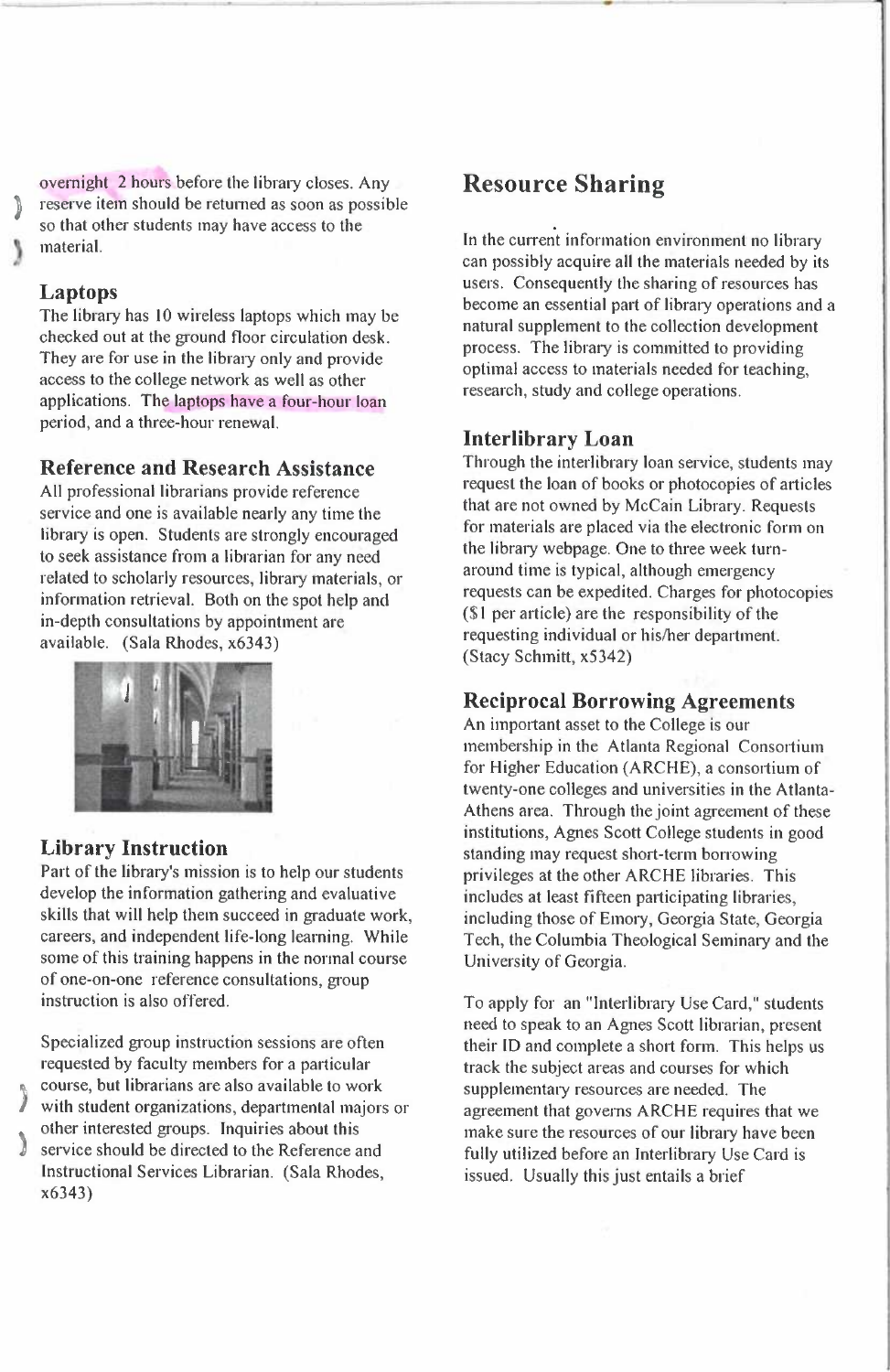overnight 2 hours before the library closes. Any reserve item should be returned as soon as possible so that other students may have access to the material.

### Laptops

The library has 10 wireless laptops which may be checked out at the ground floor circulation desk. They are for use in the library only and provide access to the college network as well as other applications. The laptops have a four-hour loan period, and a three-hour renewal.

### Reference and Research Assistance

All professional librarians provide reference service and one is available nearly any time the library is open. Students are strongly encouraged to seek assistance from a librarian for any need related to scholarly resources, library materials, or information retrieval. Both on the spot help and in-depth consultations by appointment are available. (Sala Rhodes, x6343)

### Library Instruction

Part of the library's mission is to help our students develop the information gathering and evaluative skills that will help them succeed in graduate work, careers, and independent life-long learning. While some of this training happens in the normal course of one-on-one reference consultations, group instruction is also offered.

Specialized group instruction sessions are often requested by faculty members for a particular course, but librarians are also available to work with student organizations, departmental majors or other interested groups. Inquiries about this service should be directed to the Reference and Instructional Services Librarian. (Sala Rhodes, x6343)

## Resource Sharing

In the current information environment no library can possibly acquire all the materials needed by its users. Consequently the sharing of resources has become an essential part of library operations and a natural supplement to the collection development process. The library is committed to providing optimal access to materials needed for teaching, research, study and college operations.

### Interlibrary Loan

Through the interlibrary loan service, students may request the loan of books or photocopies of articles that are not owned by McCain Library. Requests for materials are placed via the electronic form on the library webpage. One to three week turn-around time is typical, although emergency requests can be expedited. Charges for photocopies ($1 per article) are the responsibility of the requesting individual or his/her department. (Stacy Schmitt, x5342)

### Reciprocal Borrowing Agreements

An important asset to the College is our membership in the Atlanta Regional Consortium for Higher Education (ARCHE), a consortium of twenty-one colleges and universities in the Atlanta-Athens area. Through the joint agreement of these institutions, Agnes Scott College students in good standing may request short-term borrowing privileges at the other ARCHE libraries. This includes at least fifteen participating libraries, including those of Emory, Georgia State, Georgia Tech, the Columbia Theological Seminary and the University of Georgia.

To apply for an "Interlibrary Use Card," students need to speak to an Agnes Scott librarian, present their ID and complete a short form. This helps us track the subject areas and courses for which supplementary resources are needed. The agreement that governs ARCHE requires that we make sure the resources of our library have been fully utilized before an Interlibrary Use Card is issued. Usually this just entails a brief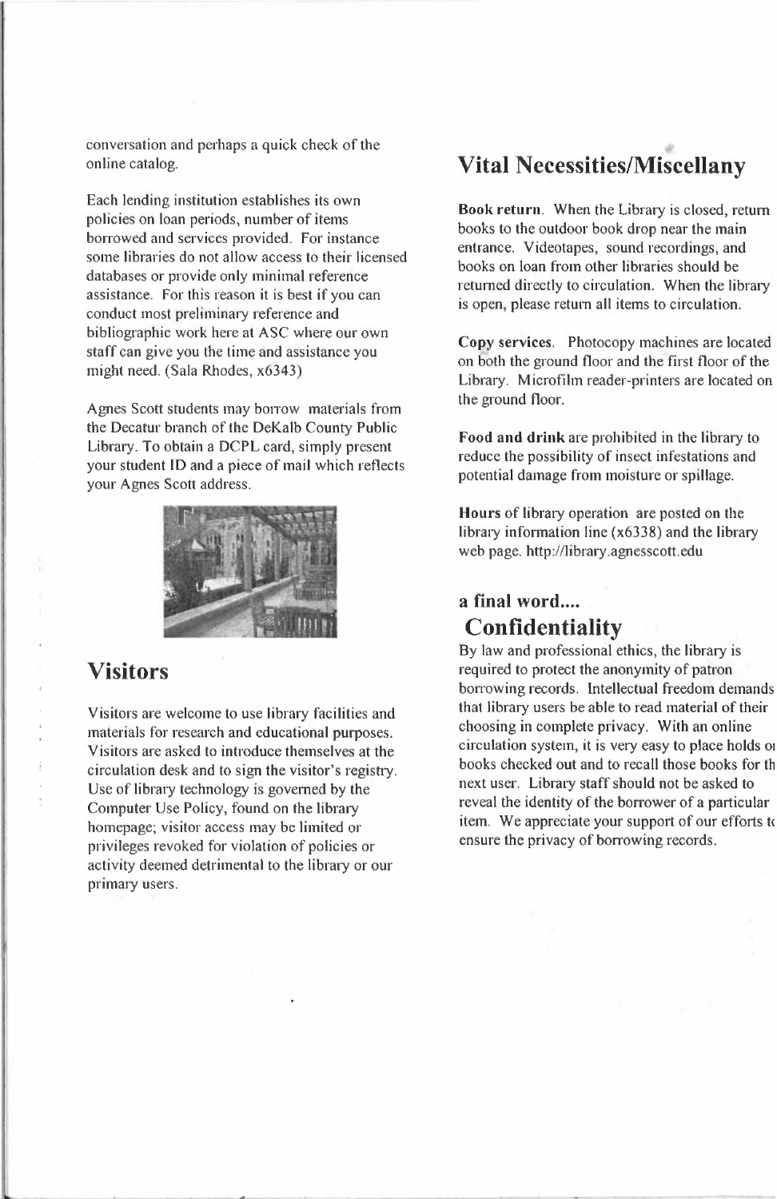conversation and perhaps a quick check of the online catalog.

Each lending institution establishes its own policies on loan periods, number of items borrowed and services provided. For instance some libraries do not allow access to their licensed databases or provide only minimal reference assistance. For this reason it is best if you can conduct most preliminary reference and bibliographic work here at ASC where our own staff can give you the time and assistance you might need. (Sala Rhodes, x6343)

Agnes Scott students may borrow materials from the Decatur branch of the DeKalb County Public Library. To obtain a DCPL card, simply present your student ID and a piece of mail which reflects your Agnes Scott address.

## Visitors

Visitors are welcome to use library facilities and materials for research and educational purposes. Visitors are asked to introduce themselves at the circulation desk and to sign the visitor's registry. Use of library technology is governed by the Computer Use Policy, found on the library homepage; visitor access may be limited or privileges revoked for violation of policies or activity deemed detrimental to the library or our primary users.

## Vital Necessities/Miscellany

**Book return**. When the Library is closed, return books to the outdoor book drop near the main entrance. Videotapes, sound recordings, and books on loan from other libraries should be returned directly to circulation. When the library is open, please return all items to circulation.

**Copy services**. Photocopy machines are located on both the ground floor and the first floor of the Library. Microfilm reader-printers are located on the ground floor.

**Food and drink** are prohibited in the library to reduce the possibility of insect infestations and potential damage from moisture or spillage.

**Hours** of library operation are posted on the library information line (x6338) and the library web page. http://library.agnesscott.edu

### a final word....

## Confidentiality

By law and professional ethics, the library is required to protect the anonymity of patron borrowing records. Intellectual freedom demands that library users be able to read material of their choosing in complete privacy. With an online circulation system, it is very easy to place holds on books checked out and to recall those books for the next user. Library staff should not be asked to reveal the identity of the borrower of a particular item. We appreciate your support of our efforts to ensure the privacy of borrowing records.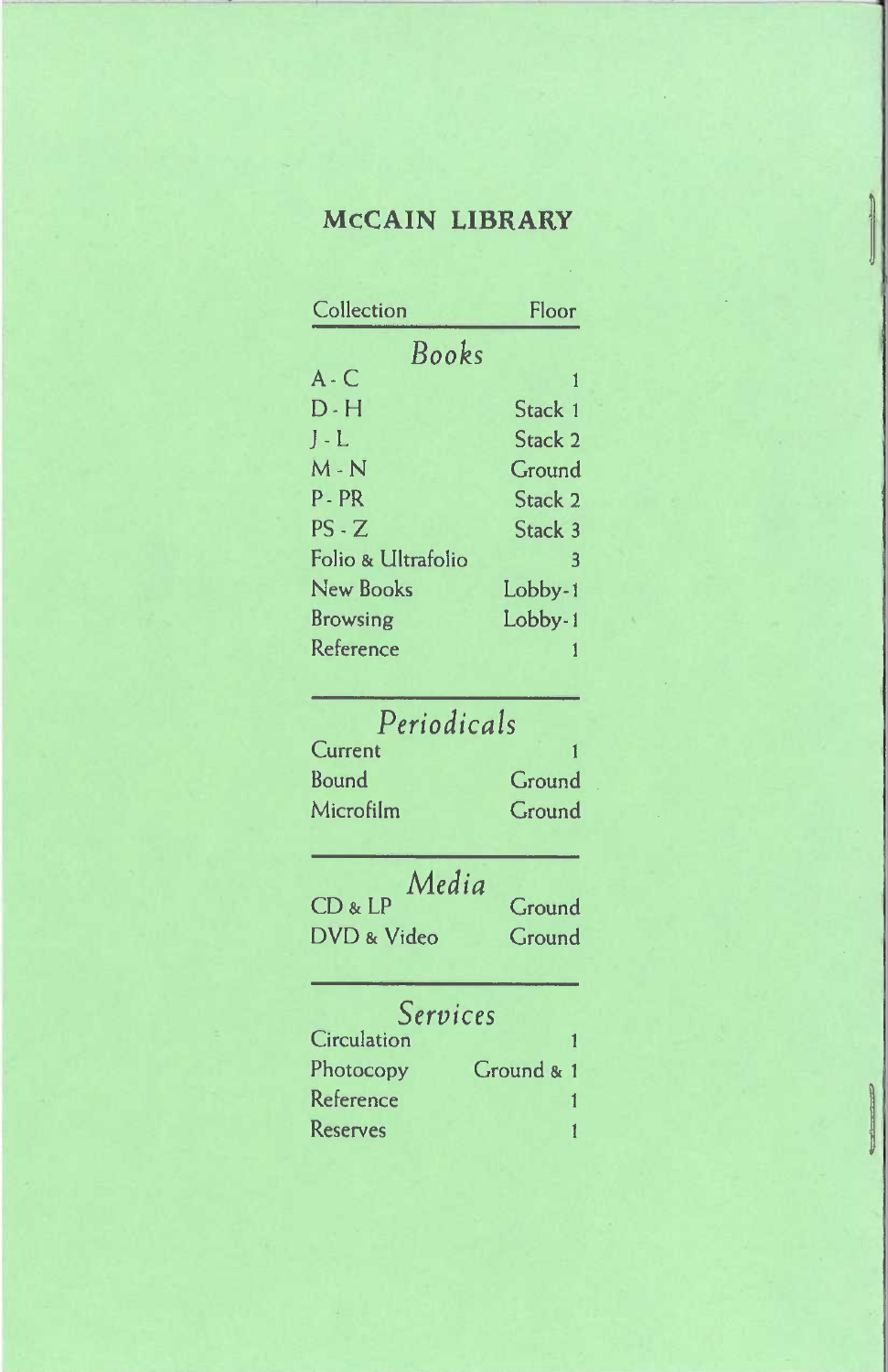## McCAIN LIBRARY

| Collection | Floor |
|---|---|
| ***Books*** | |
| A - C | 1 |
| D - H | Stack 1 |
| J - L | Stack 2 |
| M - N | Ground |
| P - PR | Stack 2 |
| PS - Z | Stack 3 |
| Folio & Ultrafolio | 3 |
| New Books | Lobby-1 |
| Browsing | Lobby-1 |
| Reference | 1 |
| ***Periodicals*** | |
| Current | 1 |
| Bound | Ground |
| Microfilm | Ground |
| ***Media*** | |
| CD & LP | Ground |
| DVD & Video | Ground |
| ***Services*** | |
| Circulation | 1 |
| Photocopy | Ground & 1 |
| Reference | 1 |
| Reserves | 1 |